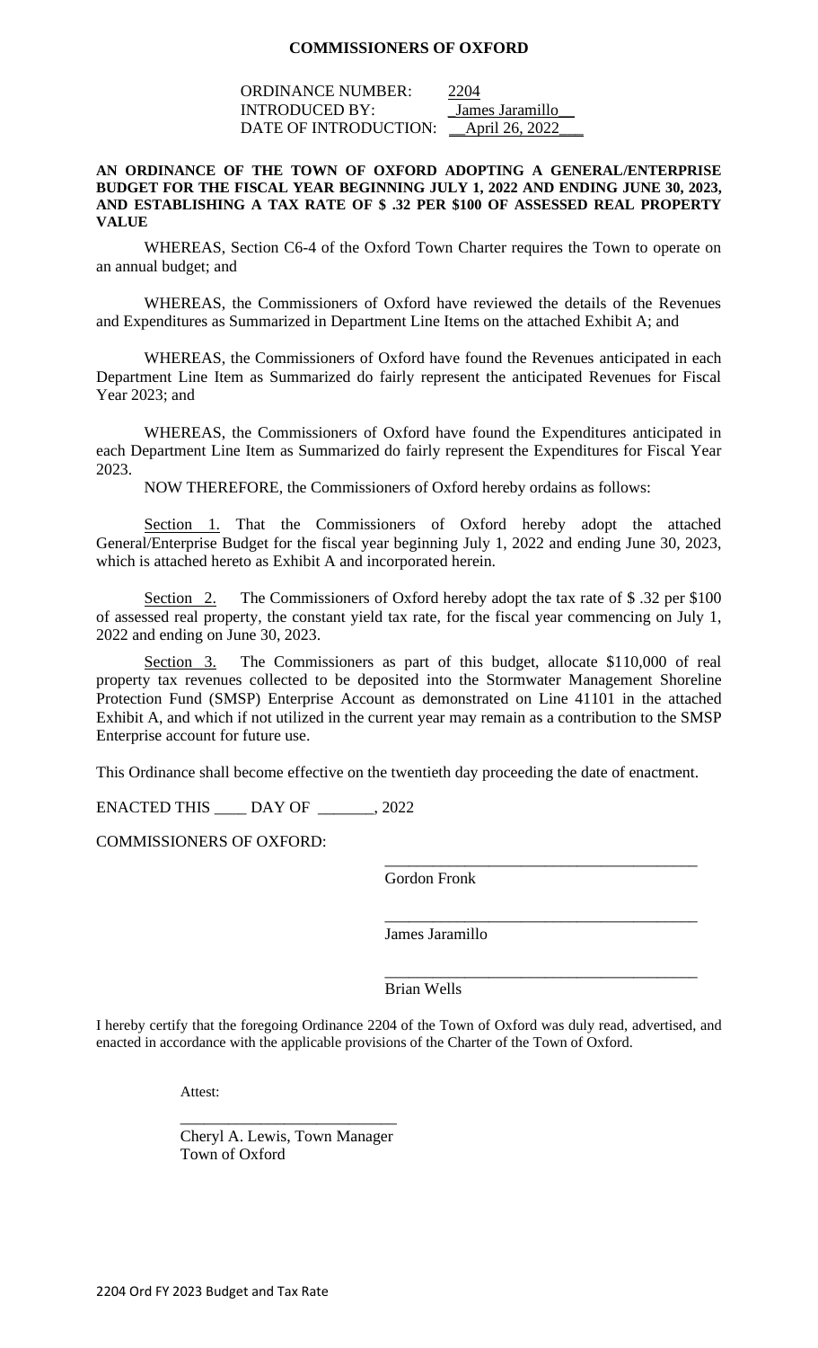# COMMISSIONERS OF OXFORD

ORDINANCE NUMBER: 2204
INTRODUCED BY: James Jaramillo
DATE OF INTRODUCTION: April 26, 2022

**AN ORDINANCE OF THE TOWN OF OXFORD ADOPTING A GENERAL/ENTERPRISE BUDGET FOR THE FISCAL YEAR BEGINNING JULY 1, 2022 AND ENDING JUNE 30, 2023, AND ESTABLISHING A TAX RATE OF $ .32 PER $100 OF ASSESSED REAL PROPERTY VALUE**

WHEREAS, Section C6-4 of the Oxford Town Charter requires the Town to operate on an annual budget; and

WHEREAS, the Commissioners of Oxford have reviewed the details of the Revenues and Expenditures as Summarized in Department Line Items on the attached Exhibit A; and

WHEREAS, the Commissioners of Oxford have found the Revenues anticipated in each Department Line Item as Summarized do fairly represent the anticipated Revenues for Fiscal Year 2023; and

WHEREAS, the Commissioners of Oxford have found the Expenditures anticipated in each Department Line Item as Summarized do fairly represent the Expenditures for Fiscal Year 2023.

NOW THEREFORE, the Commissioners of Oxford hereby ordains as follows:

Section 1. That the Commissioners of Oxford hereby adopt the attached General/Enterprise Budget for the fiscal year beginning July 1, 2022 and ending June 30, 2023, which is attached hereto as Exhibit A and incorporated herein.

Section 2. The Commissioners of Oxford hereby adopt the tax rate of $ .32 per $100 of assessed real property, the constant yield tax rate, for the fiscal year commencing on July 1, 2022 and ending on June 30, 2023.

Section 3. The Commissioners as part of this budget, allocate $110,000 of real property tax revenues collected to be deposited into the Stormwater Management Shoreline Protection Fund (SMSP) Enterprise Account as demonstrated on Line 41101 in the attached Exhibit A, and which if not utilized in the current year may remain as a contribution to the SMSP Enterprise account for future use.

This Ordinance shall become effective on the twentieth day proceeding the date of enactment.

ENACTED THIS ____ DAY OF _______, 2022

COMMISSIONERS OF OXFORD:

_______________________________________
Gordon Fronk

_______________________________________
James Jaramillo

_______________________________________
Brian Wells

I hereby certify that the foregoing Ordinance 2204 of the Town of Oxford was duly read, advertised, and enacted in accordance with the applicable provisions of the Charter of the Town of Oxford.

Attest:

___________________________
Cheryl A. Lewis, Town Manager
Town of Oxford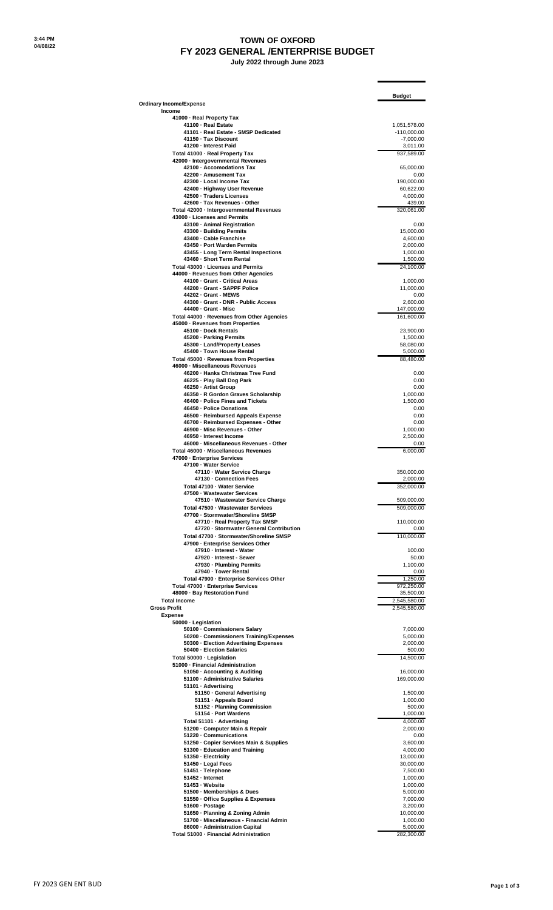# TOWN OF OXFORD
## FY 2023 GENERAL /ENTERPRISE BUDGET
### July 2022 through June 2023

| | Budget |
|---|---|
| **Ordinary Income/Expense** | |
| **Income** | |
| **41000 · Real Property Tax** | |
| 41100 · Real Estate | 1,051,578.00 |
| 41101 · Real Estate - SMSP Dedicated | -110,000.00 |
| 41150 · Tax Discount | -7,000.00 |
| 41200 · Interest Paid | 3,011.00 |
| **Total 41000 · Real Property Tax** | 937,589.00 |
| **42000 · Intergovernmental Revenues** | |
| 42100 · Accomodations Tax | 65,000.00 |
| 42200 · Amusement Tax | 0.00 |
| 42300 · Local Income Tax | 190,000.00 |
| 42400 · Highway User Revenue | 60,622.00 |
| 42500 · Traders Licenses | 4,000.00 |
| 42600 · Tax Revenues - Other | 439.00 |
| **Total 42000 · Intergovernmental Revenues** | 320,061.00 |
| **43000 · Licenses and Permits** | |
| 43100 · Animal Registration | 0.00 |
| 43300 · Building Permits | 15,000.00 |
| 43400 · Cable Franchise | 4,600.00 |
| 43450 · Port Warden Permits | 2,000.00 |
| 43455 · Long Term Rental Inspections | 1,000.00 |
| 43460 · Short Term Rental | 1,500.00 |
| **Total 43000 · Licenses and Permits** | 24,100.00 |
| **44000 · Revenues from Other Agencies** | |
| 44100 · Grant - Critical Areas | 1,000.00 |
| 44200 · Grant - SAPPF Police | 11,000.00 |
| 44202 · Grant - MEWS | 0.00 |
| 44300 · Grant - DNR - Public Access | 2,600.00 |
| 44400 · Grant - Misc | 147,000.00 |
| **Total 44000 · Revenues from Other Agencies** | 161,600.00 |
| **45000 · Revenues from Properties** | |
| 45100 · Dock Rentals | 23,900.00 |
| 45200 · Parking Permits | 1,500.00 |
| 45300 · Land/Property Leases | 58,080.00 |
| 45400 · Town House Rental | 5,000.00 |
| **Total 45000 · Revenues from Properties** | 88,480.00 |
| **46000 · Miscellaneous Revenues** | |
| 46200 · Hanks Christmas Tree Fund | 0.00 |
| 46225 · Play Ball Dog Park | 0.00 |
| 46250 · Artist Group | 0.00 |
| 46350 · R Gordon Graves Scholarship | 1,000.00 |
| 46400 · Police Fines and Tickets | 1,500.00 |
| 46450 · Police Donations | 0.00 |
| 46500 · Reimbursed Appeals Expense | 0.00 |
| 46700 · Reimbursed Expenses - Other | 0.00 |
| 46900 · Misc Revenues - Other | 1,000.00 |
| 46950 · Interest Income | 2,500.00 |
| 46000 · Miscellaneous Revenues - Other | 0.00 |
| **Total 46000 · Miscellaneous Revenues** | 6,000.00 |
| **47000 · Enterprise Services** | |
| **47100 · Water Service** | |
| 47110 · Water Service Charge | 350,000.00 |
| 47130 · Connection Fees | 2,000.00 |
| **Total 47100 · Water Service** | 352,000.00 |
| **47500 · Wastewater Services** | |
| 47510 · Wastewater Service Charge | 509,000.00 |
| **Total 47500 · Wastewater Services** | 509,000.00 |
| **47700 · Stormwater/Shoreline SMSP** | |
| 47710 · Real Property Tax SMSP | 110,000.00 |
| 47720 · Stormwater General Contribution | 0.00 |
| **Total 47700 · Stormwater/Shoreline SMSP** | 110,000.00 |
| **47900 · Enterprise Services Other** | |
| 47910 · Interest - Water | 100.00 |
| 47920 · Interest - Sewer | 50.00 |
| 47930 · Plumbing Permits | 1,100.00 |
| 47940 · Tower Rental | 0.00 |
| **Total 47900 · Enterprise Services Other** | 1,250.00 |
| **Total 47000 · Enterprise Services** | 972,250.00 |
| **48000 · Bay Restoration Fund** | 35,500.00 |
| **Total Income** | 2,545,580.00 |
| **Gross Profit** | 2,545,580.00 |
| **Expense** | |
| **50000 · Legislation** | |
| 50100 · Commissioners Salary | 7,000.00 |
| 50200 · Commissioners Training/Expenses | 5,000.00 |
| 50300 · Election Advertising Expenses | 2,000.00 |
| 50400 · Election Salaries | 500.00 |
| **Total 50000 · Legislation** | 14,500.00 |
| **51000 · Financial Administration** | |
| 51050 · Accounting & Auditing | 16,000.00 |
| 51100 · Administrative Salaries | 169,000.00 |
| **51101 · Advertising** | |
| 51150 · General Advertising | 1,500.00 |
| 51151 · Appeals Board | 1,000.00 |
| 51152 · Planning Commission | 500.00 |
| 51154 · Port Wardens | 1,000.00 |
| **Total 51101 · Advertising** | 4,000.00 |
| 51200 · Computer Main & Repair | 2,000.00 |
| 51220 · Communications | 0.00 |
| 51250 · Copier Services Main & Supplies | 3,600.00 |
| 51300 · Education and Training | 4,000.00 |
| 51350 · Electricity | 13,000.00 |
| 51450 · Legal Fees | 30,000.00 |
| 51451 · Telephone | 7,500.00 |
| 51452 · Internet | 1,000.00 |
| 51453 · Website | 1,000.00 |
| 51500 · Memberships & Dues | 5,000.00 |
| 51550 · Office Supplies & Expenses | 7,000.00 |
| 51600 · Postage | 3,200.00 |
| 51650 · Planning & Zoning Admin | 10,000.00 |
| 51700 · Miscellaneous - Financial Admin | 1,000.00 |
| 86000 · Administration Capital | 5,000.00 |
| **Total 51000 · Financial Administration** | 282,300.00 |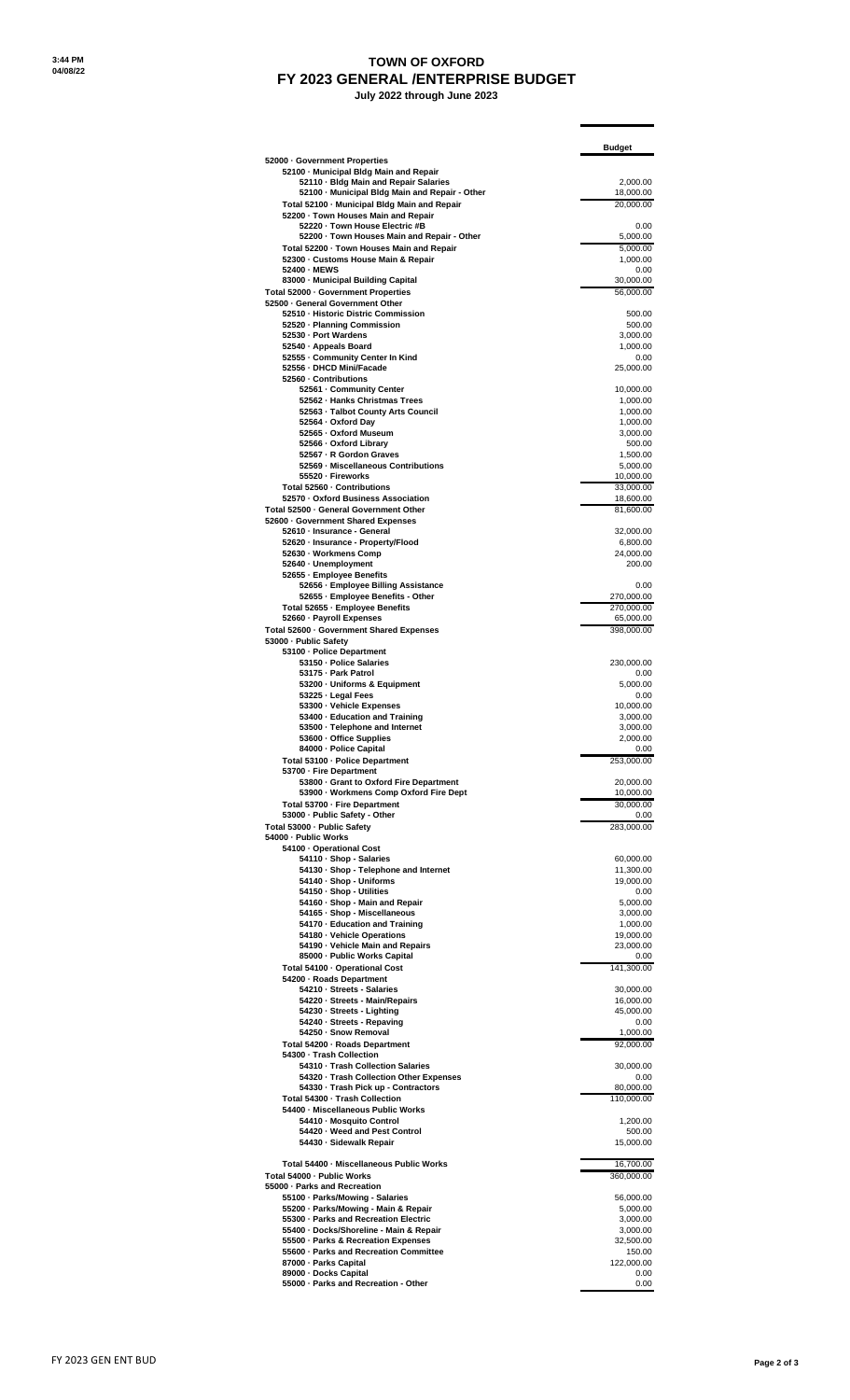# TOWN OF OXFORD
## FY 2023 GENERAL /ENTERPRISE BUDGET
**July 2022 through June 2023**

| | Budget |
|---|---|
| **52000 · Government Properties** | |
| 52100 · Municipal Bldg Main and Repair | |
| 52110 · Bldg Main and Repair Salaries | 2,000.00 |
| 52100 · Municipal Bldg Main and Repair - Other | 18,000.00 |
| Total 52100 · Municipal Bldg Main and Repair | 20,000.00 |
| 52200 · Town Houses Main and Repair | |
| 52220 · Town House Electric #B | 0.00 |
| 52200 · Town Houses Main and Repair - Other | 5,000.00 |
| Total 52200 · Town Houses Main and Repair | 5,000.00 |
| 52300 · Customs House Main & Repair | 1,000.00 |
| 52400 · MEWS | 0.00 |
| 83000 · Municipal Building Capital | 30,000.00 |
| **Total 52000 · Government Properties** | 56,000.00 |
| **52500 · General Government Other** | |
| 52510 · Historic Distric Commission | 500.00 |
| 52520 · Planning Commission | 500.00 |
| 52530 · Port Wardens | 3,000.00 |
| 52540 · Appeals Board | 1,000.00 |
| 52555 · Community Center In Kind | 0.00 |
| 52556 · DHCD Mini/Facade | 25,000.00 |
| 52560 · Contributions | |
| 52561 · Community Center | 10,000.00 |
| 52562 · Hanks Christmas Trees | 1,000.00 |
| 52563 · Talbot County Arts Council | 1,000.00 |
| 52564 · Oxford Day | 1,000.00 |
| 52565 · Oxford Museum | 3,000.00 |
| 52566 · Oxford Library | 500.00 |
| 52567 · R Gordon Graves | 1,500.00 |
| 52569 · Miscellaneous Contributions | 5,000.00 |
| 55520 · Fireworks | 10,000.00 |
| Total 52560 · Contributions | 33,000.00 |
| 52570 · Oxford Business Association | 18,600.00 |
| **Total 52500 · General Government Other** | 81,600.00 |
| **52600 · Government Shared Expenses** | |
| 52610 · Insurance - General | 32,000.00 |
| 52620 · Insurance - Property/Flood | 6,800.00 |
| 52630 · Workmens Comp | 24,000.00 |
| 52640 · Unemployment | 200.00 |
| 52655 · Employee Benefits | |
| 52656 · Employee Billing Assistance | 0.00 |
| 52655 · Employee Benefits - Other | 270,000.00 |
| Total 52655 · Employee Benefits | 270,000.00 |
| 52660 · Payroll Expenses | 65,000.00 |
| **Total 52600 · Government Shared Expenses** | 398,000.00 |
| **53000 · Public Safety** | |
| 53100 · Police Department | |
| 53150 · Police Salaries | 230,000.00 |
| 53175 · Park Patrol | 0.00 |
| 53200 · Uniforms & Equipment | 5,000.00 |
| 53225 · Legal Fees | 0.00 |
| 53300 · Vehicle Expenses | 10,000.00 |
| 53400 · Education and Training | 3,000.00 |
| 53500 · Telephone and Internet | 3,000.00 |
| 53600 · Office Supplies | 2,000.00 |
| 84000 · Police Capital | 0.00 |
| Total 53100 · Police Department | 253,000.00 |
| 53700 · Fire Department | |
| 53800 · Grant to Oxford Fire Department | 20,000.00 |
| 53900 · Workmens Comp Oxford Fire Dept | 10,000.00 |
| Total 53700 · Fire Department | 30,000.00 |
| 53000 · Public Safety - Other | 0.00 |
| **Total 53000 · Public Safety** | 283,000.00 |
| **54000 · Public Works** | |
| 54100 · Operational Cost | |
| 54110 · Shop - Salaries | 60,000.00 |
| 54130 · Shop - Telephone and Internet | 11,300.00 |
| 54140 · Shop - Uniforms | 19,000.00 |
| 54150 · Shop - Utilities | 0.00 |
| 54160 · Shop - Main and Repair | 5,000.00 |
| 54165 · Shop - Miscellaneous | 3,000.00 |
| 54170 · Education and Training | 1,000.00 |
| 54180 · Vehicle Operations | 19,000.00 |
| 54190 · Vehicle Main and Repairs | 23,000.00 |
| 85000 · Public Works Capital | 0.00 |
| Total 54100 · Operational Cost | 141,300.00 |
| 54200 · Roads Department | |
| 54210 · Streets - Salaries | 30,000.00 |
| 54220 · Streets - Main/Repairs | 16,000.00 |
| 54230 · Streets - Lighting | 45,000.00 |
| 54240 · Streets - Repaving | 0.00 |
| 54250 · Snow Removal | 1,000.00 |
| Total 54200 · Roads Department | 92,000.00 |
| 54300 · Trash Collection | |
| 54310 · Trash Collection Salaries | 30,000.00 |
| 54320 · Trash Collection Other Expenses | 0.00 |
| 54330 · Trash Pick up - Contractors | 80,000.00 |
| Total 54300 · Trash Collection | 110,000.00 |
| 54400 · Miscellaneous Public Works | |
| 54410 · Mosquito Control | 1,200.00 |
| 54420 · Weed and Pest Control | 500.00 |
| 54430 · Sidewalk Repair | 15,000.00 |
| Total 54400 · Miscellaneous Public Works | 16,700.00 |
| **Total 54000 · Public Works** | 360,000.00 |
| **55000 · Parks and Recreation** | |
| 55100 · Parks/Mowing - Salaries | 56,000.00 |
| 55200 · Parks/Mowing - Main & Repair | 5,000.00 |
| 55300 · Parks and Recreation Electric | 3,000.00 |
| 55400 · Docks/Shoreline - Main & Repair | 3,000.00 |
| 55500 · Parks & Recreation Expenses | 32,500.00 |
| 55600 · Parks and Recreation Committee | 150.00 |
| 87000 · Parks Capital | 122,000.00 |
| 89000 · Docks Capital | 0.00 |
| 55000 · Parks and Recreation - Other | 0.00 |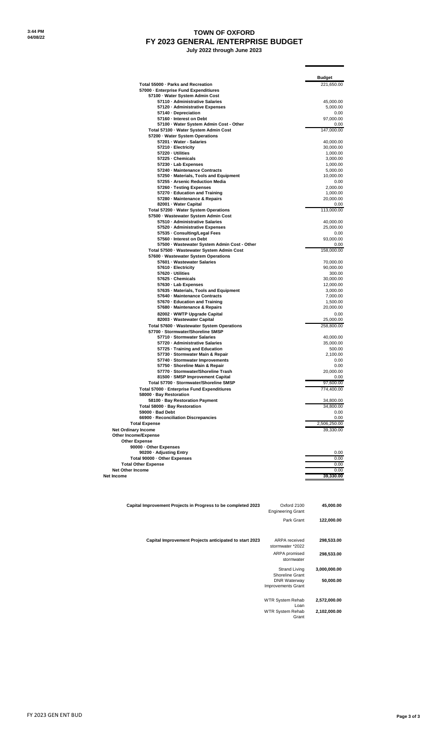# TOWN OF OXFORD

## FY 2023 GENERAL /ENTERPRISE BUDGET

**July 2022 through June 2023**

| | Budget |
|---|---|
| Total 55000 · Parks and Recreation | 221,650.00 |
| 57000 · Enterprise Fund Expenditiures | |
| 57100 · Water System Admin Cost | |
| 57110 · Administrative Salaries | 45,000.00 |
| 57120 · Administrative Expenses | 5,000.00 |
| 57140 · Depreciation | 0.00 |
| 57160 · Interest on Debt | 97,000.00 |
| 57100 · Water System Admin Cost - Other | 0.00 |
| Total 57100 · Water System Admin Cost | 147,000.00 |
| 57200 · Water System Operations | |
| 57201 · Water - Salaries | 40,000.00 |
| 57210 · Electricity | 30,000.00 |
| 57220 · Utilities | 1,000.00 |
| 57225 · Chemicals | 3,000.00 |
| 57230 · Lab Expenses | 1,000.00 |
| 57240 · Maintenance Contracts | 5,000.00 |
| 57250 · Materials, Tools and Equipment | 10,000.00 |
| 57255 · Arsenic Reduction Media | 0.00 |
| 57260 · Testing Expenses | 2,000.00 |
| 57270 · Education and Training | 1,000.00 |
| 57280 · Maintenance & Repairs | 20,000.00 |
| 82001 · Water Capital | 0.00 |
| Total 57200 · Water System Operations | 113,000.00 |
| 57500 · Wastewater System Admin Cost | |
| 57510 · Administrative Salaries | 40,000.00 |
| 57520 · Administrative Expenses | 25,000.00 |
| 57535 · Consulting/Legal Fees | 0.00 |
| 57560 · Interest on Debt | 93,000.00 |
| 57500 · Wastewater System Admin Cost - Other | 0.00 |
| Total 57500 · Wastewater System Admin Cost | 158,000.00 |
| 57600 · Wastewater System Operations | |
| 57601 · Wastewater Salaries | 70,000.00 |
| 57610 · Electricity | 90,000.00 |
| 57620 · Utilities | 300.00 |
| 57625 · Chemicals | 30,000.00 |
| 57630 · Lab Expenses | 12,000.00 |
| 57635 · Materials, Tools and Equipment | 3,000.00 |
| 57640 · Maintenance Contracts | 7,000.00 |
| 57670 · Education and Training | 1,500.00 |
| 57680 · Maintenance & Repairs | 20,000.00 |
| 82002 · WWTP Upgrade Capital | 0.00 |
| 82003 · Wastewater Capital | 25,000.00 |
| Total 57600 · Wastewater System Operations | 258,800.00 |
| 57700 · Stormwater/Shoreline SMSP | |
| 57710 · Stormwater Salaries | 40,000.00 |
| 57720 · Administrative Salaries | 35,000.00 |
| 57725 · Training and Education | 500.00 |
| 57730 · Stormwater Main & Repair | 2,100.00 |
| 57740 · Stormwater Improvements | 0.00 |
| 57750 · Shoreline Main & Repair | 0.00 |
| 57770 · Stormwater/Shoreline Trash | 20,000.00 |
| 81500 · SMSP Improvement Capital | 0.00 |
| Total 57700 · Stormwater/Shoreline SMSP | 97,600.00 |
| Total 57000 · Enterprise Fund Expenditiures | 774,400.00 |
| 58000 · Bay Restoration | |
| 58100 · Bay Restoration Payment | 34,800.00 |
| Total 58000 · Bay Restoration | 34,800.00 |
| 59000 · Bad Debt | 0.00 |
| 66900 · Reconciliation Discrepancies | 0.00 |
| Total Expense | 2,506,250.00 |
| Net Ordinary Income | 39,330.00 |
| Other Income/Expense | |
| Other Expense | |
| 90000 · Other Expenses | |
| 90200 · Adjusting Entry | 0.00 |
| Total 90000 · Other Expenses | 0.00 |
| Total Other Expense | 0.00 |
| Net Other Income | 0.00 |
| **Net Income** | **39,330.00** |

| | | |
|---|---|---|
| **Capital Improvement Projects in Progress to be completed 2023** | Oxford 2100 Engineering Grant | **45,000.00** |
| | Park Grant | **122,000.00** |
| **Capital Improvement Projects anticipated to start 2023** | ARPA received stormwater *2022 | **298,533.00** |
| | ARPA promised stormwater | **298,533.00** |
| | Strand Living Shoreline Grant | **3,000,000.00** |
| | DNR Waterway Improvements Grant | **50,000.00** |
| | WTR System Rehab Loan | **2,572,000.00** |
| | WTR System Rehab Grant | **2,102,000.00** |